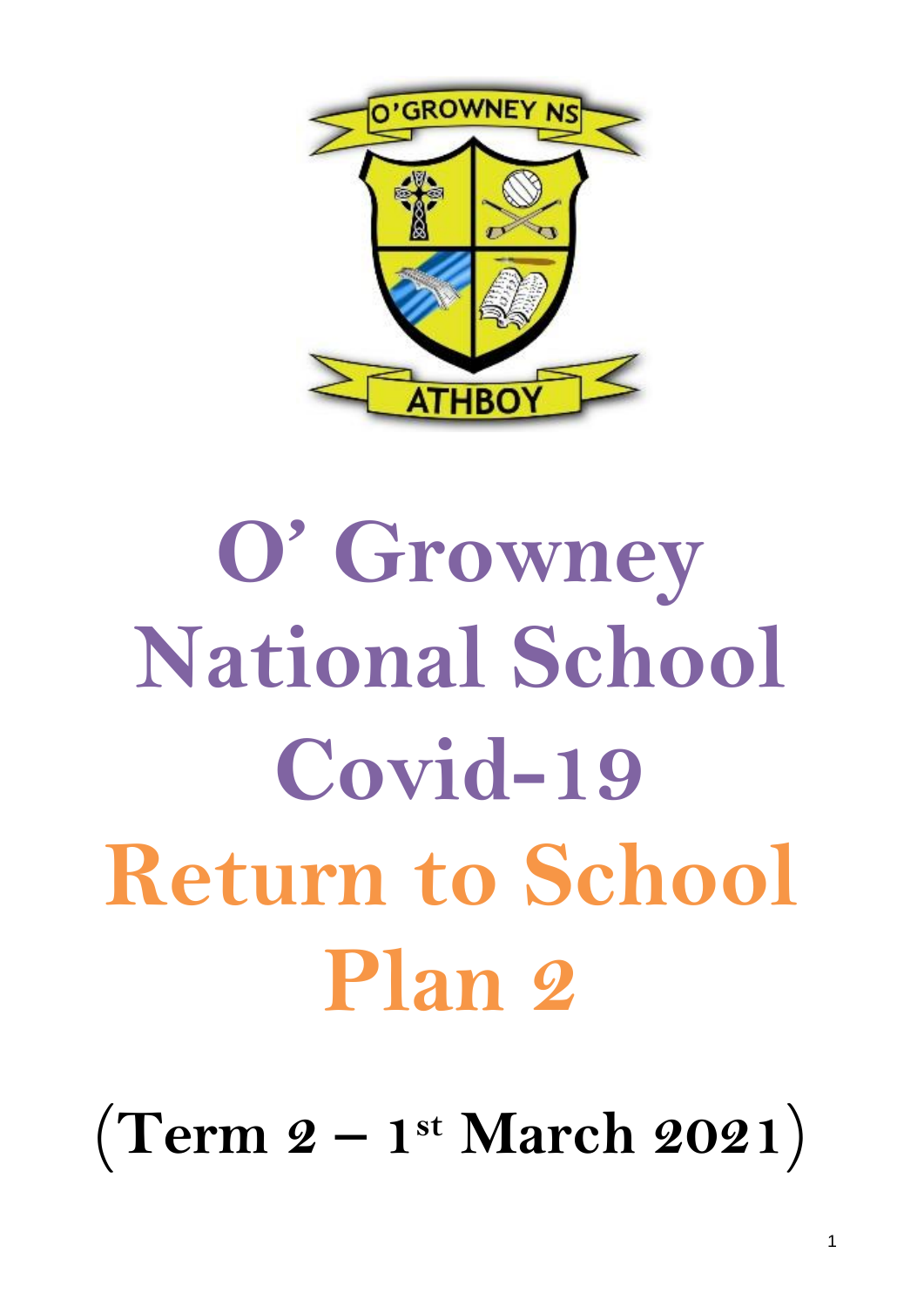# O' Growney National School Covid-19

# Return to School Plan 2

**(Term 2 – 1st March 2021)**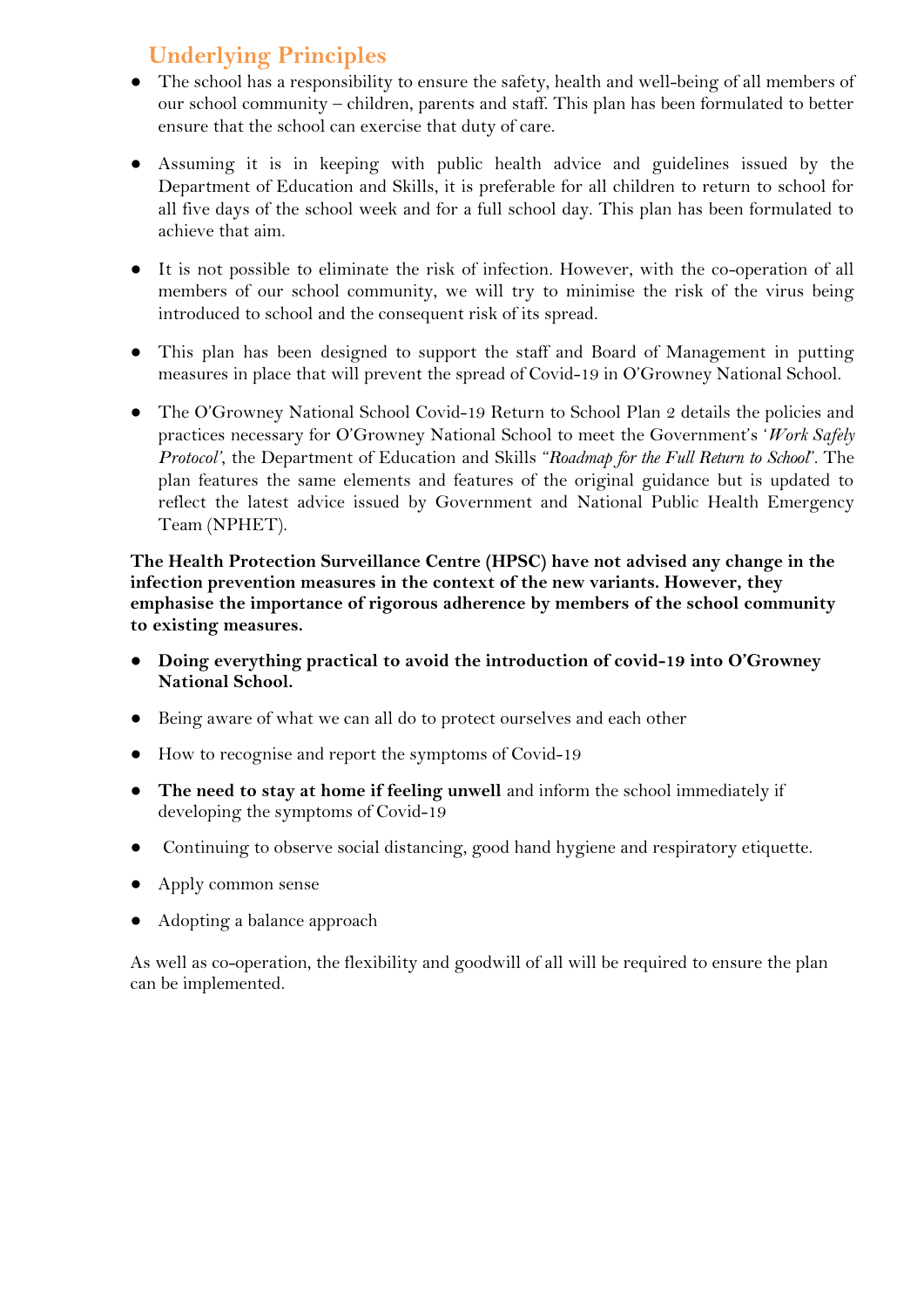## Underlying Principles

- The school has a responsibility to ensure the safety, health and well-being of all members of our school community – children, parents and staff. This plan has been formulated to better ensure that the school can exercise that duty of care.
- Assuming it is in keeping with public health advice and guidelines issued by the Department of Education and Skills, it is preferable for all children to return to school for all five days of the school week and for a full school day. This plan has been formulated to achieve that aim.
- It is not possible to eliminate the risk of infection. However, with the co-operation of all members of our school community, we will try to minimise the risk of the virus being introduced to school and the consequent risk of its spread.
- This plan has been designed to support the staff and Board of Management in putting measures in place that will prevent the spread of Covid-19 in O'Growney National School.
- The O'Growney National School Covid-19 Return to School Plan 2 details the policies and practices necessary for O'Growney National School to meet the Government's '*Work Safely Protocol*', the Department of Education and Skills "*Roadmap for the Full Return to School*". The plan features the same elements and features of the original guidance but is updated to reflect the latest advice issued by Government and National Public Health Emergency Team (NPHET).

**The Health Protection Surveillance Centre (HPSC) have not advised any change in the infection prevention measures in the context of the new variants. However, they emphasise the importance of rigorous adherence by members of the school community to existing measures.**

- **Doing everything practical to avoid the introduction of covid-19 into O'Growney National School.**
- Being aware of what we can all do to protect ourselves and each other
- How to recognise and report the symptoms of Covid-19
- **The need to stay at home if feeling unwell** and inform the school immediately if developing the symptoms of Covid-19
- Continuing to observe social distancing, good hand hygiene and respiratory etiquette.
- Apply common sense
- Adopting a balance approach

As well as co-operation, the flexibility and goodwill of all will be required to ensure the plan can be implemented.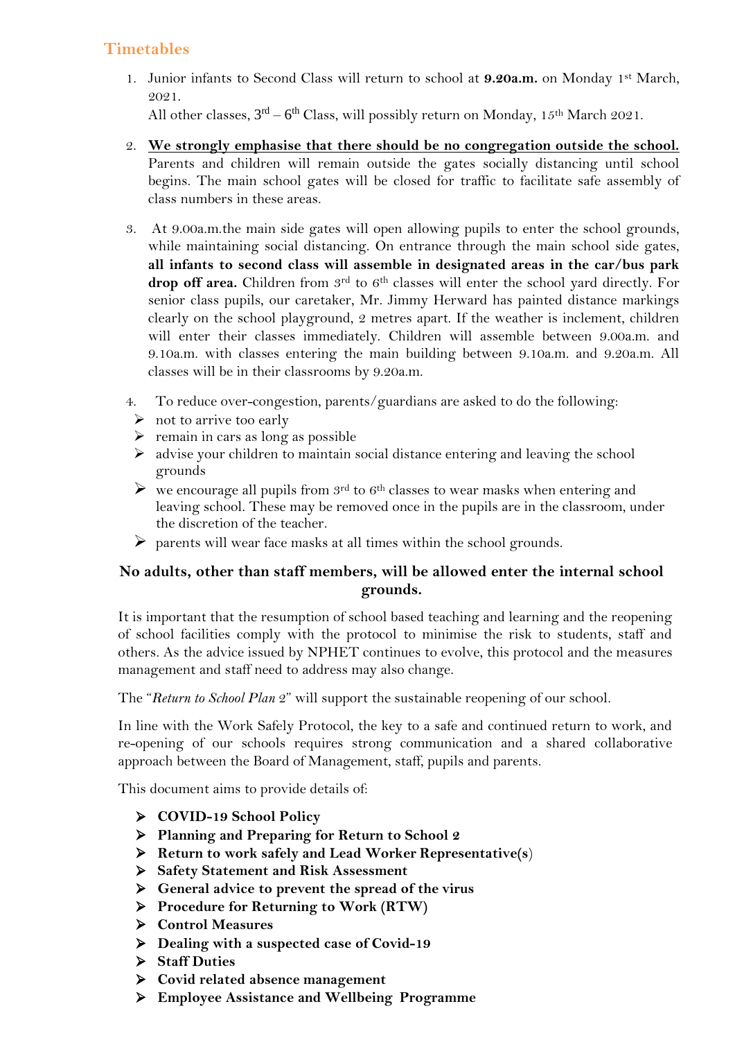## Timetables

1. Junior infants to Second Class will return to school at **9.20a.m.** on Monday 1st March, 2021.
   All other classes, 3rd – 6th Class, will possibly return on Monday, 15th March 2021.

2. **We strongly emphasise that there should be no congregation outside the school.** Parents and children will remain outside the gates socially distancing until school begins. The main school gates will be closed for traffic to facilitate safe assembly of class numbers in these areas.

3. At 9.00a.m.the main side gates will open allowing pupils to enter the school grounds, while maintaining social distancing. On entrance through the main school side gates, **all infants to second class will assemble in designated areas in the car/bus park drop off area.** Children from 3rd to 6th classes will enter the school yard directly. For senior class pupils, our caretaker, Mr. Jimmy Herward has painted distance markings clearly on the school playground, 2 metres apart. If the weather is inclement, children will enter their classes immediately. Children will assemble between 9.00a.m. and 9.10a.m. with classes entering the main building between 9.10a.m. and 9.20a.m. All classes will be in their classrooms by 9.20a.m.

4. To reduce over-congestion, parents/guardians are asked to do the following:
   - not to arrive too early
   - remain in cars as long as possible
   - advise your children to maintain social distance entering and leaving the school grounds
   - we encourage all pupils from 3rd to 6th classes to wear masks when entering and leaving school. These may be removed once in the pupils are in the classroom, under the discretion of the teacher.
   - parents will wear face masks at all times within the school grounds.

**No adults, other than staff members, will be allowed enter the internal school grounds.**

It is important that the resumption of school based teaching and learning and the reopening of school facilities comply with the protocol to minimise the risk to students, staff and others. As the advice issued by NPHET continues to evolve, this protocol and the measures management and staff need to address may also change.

The "*Return to School Plan 2*" will support the sustainable reopening of our school.

In line with the Work Safely Protocol, the key to a safe and continued return to work, and re-opening of our schools requires strong communication and a shared collaborative approach between the Board of Management, staff, pupils and parents.

This document aims to provide details of:

- **COVID-19 School Policy**
- **Planning and Preparing for Return to School 2**
- **Return to work safely and Lead Worker Representative(s)**
- **Safety Statement and Risk Assessment**
- **General advice to prevent the spread of the virus**
- **Procedure for Returning to Work (RTW)**
- **Control Measures**
- **Dealing with a suspected case of Covid-19**
- **Staff Duties**
- **Covid related absence management**
- **Employee Assistance and Wellbeing Programme**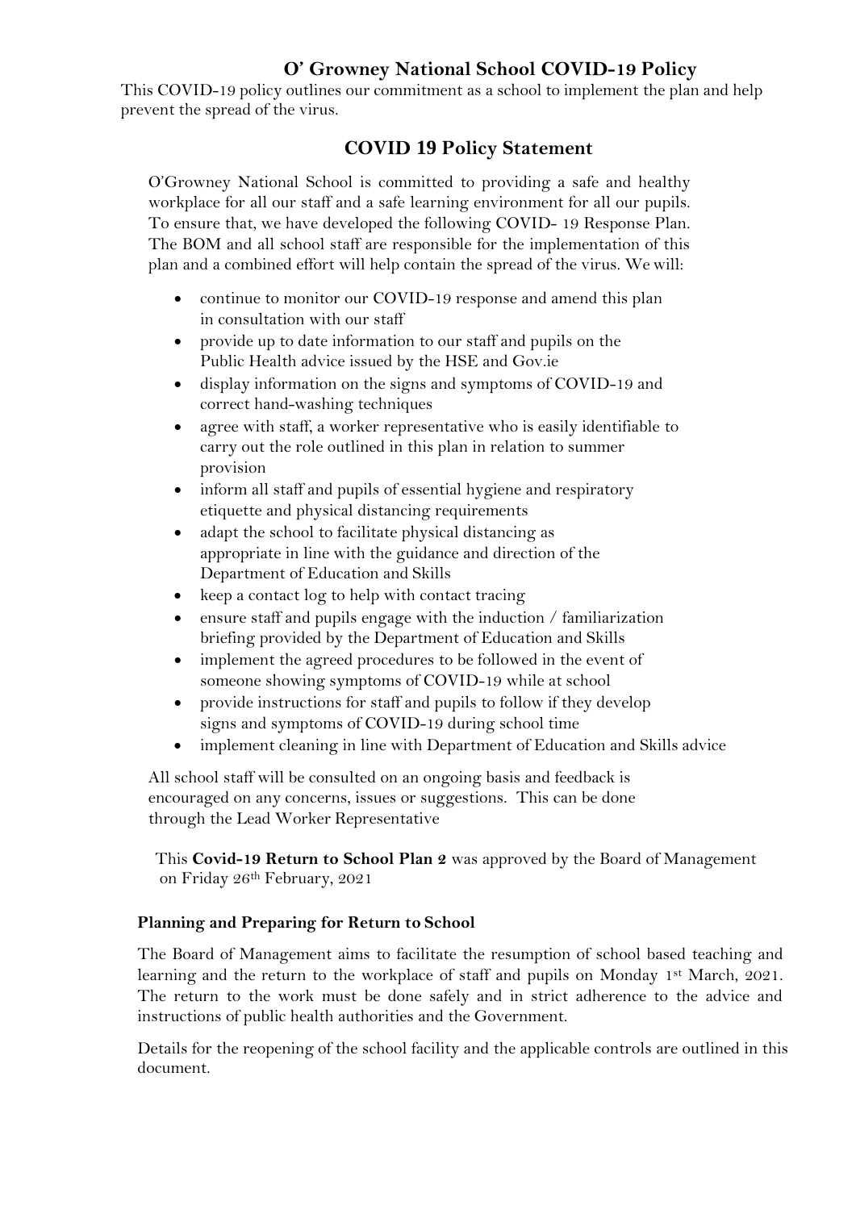# O' Growney National School COVID-19 Policy

This COVID-19 policy outlines our commitment as a school to implement the plan and help prevent the spread of the virus.

## COVID 19 Policy Statement

O'Growney National School is committed to providing a safe and healthy workplace for all our staff and a safe learning environment for all our pupils. To ensure that, we have developed the following COVID- 19 Response Plan. The BOM and all school staff are responsible for the implementation of this plan and a combined effort will help contain the spread of the virus. We will:

- continue to monitor our COVID-19 response and amend this plan in consultation with our staff
- provide up to date information to our staff and pupils on the Public Health advice issued by the HSE and Gov.ie
- display information on the signs and symptoms of COVID-19 and correct hand-washing techniques
- agree with staff, a worker representative who is easily identifiable to carry out the role outlined in this plan in relation to summer provision
- inform all staff and pupils of essential hygiene and respiratory etiquette and physical distancing requirements
- adapt the school to facilitate physical distancing as appropriate in line with the guidance and direction of the Department of Education and Skills
- keep a contact log to help with contact tracing
- ensure staff and pupils engage with the induction / familiarization briefing provided by the Department of Education and Skills
- implement the agreed procedures to be followed in the event of someone showing symptoms of COVID-19 while at school
- provide instructions for staff and pupils to follow if they develop signs and symptoms of COVID-19 during school time
- implement cleaning in line with Department of Education and Skills advice

All school staff will be consulted on an ongoing basis and feedback is encouraged on any concerns, issues or suggestions. This can be done through the Lead Worker Representative

This **Covid-19 Return to School Plan 2** was approved by the Board of Management on Friday 26th February, 2021

### Planning and Preparing for Return to School

The Board of Management aims to facilitate the resumption of school based teaching and learning and the return to the workplace of staff and pupils on Monday 1st March, 2021. The return to the work must be done safely and in strict adherence to the advice and instructions of public health authorities and the Government.

Details for the reopening of the school facility and the applicable controls are outlined in this document.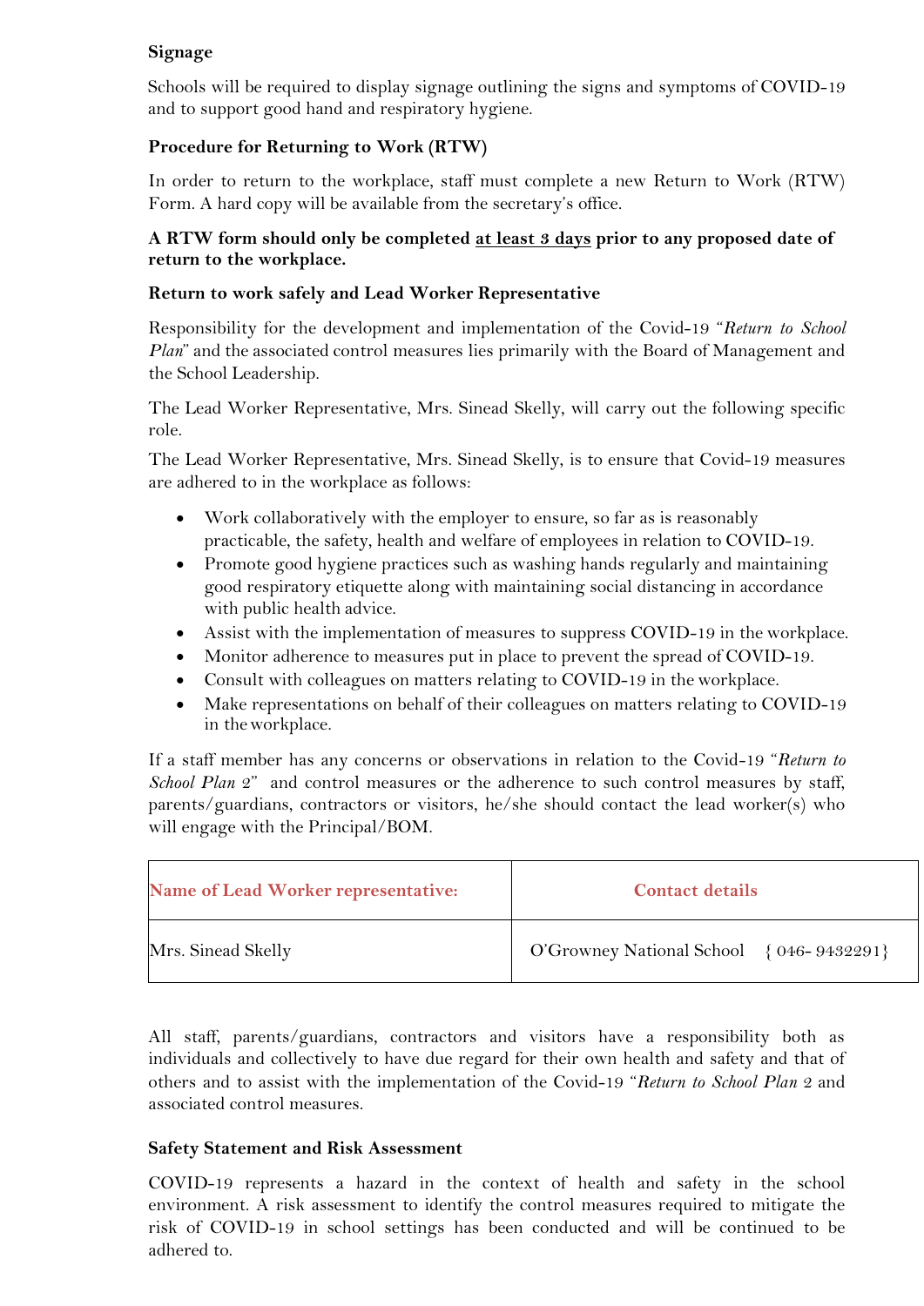**Signage**

Schools will be required to display signage outlining the signs and symptoms of COVID-19 and to support good hand and respiratory hygiene.

**Procedure for Returning to Work (RTW)**

In order to return to the workplace, staff must complete a new Return to Work (RTW) Form. A hard copy will be available from the secretary's office.

**A RTW form should only be completed at least 3 days prior to any proposed date of return to the workplace.**

**Return to work safely and Lead Worker Representative**

Responsibility for the development and implementation of the Covid-19 "*Return to School Plan*" and the associated control measures lies primarily with the Board of Management and the School Leadership.

The Lead Worker Representative, Mrs. Sinead Skelly, will carry out the following specific role.

The Lead Worker Representative, Mrs. Sinead Skelly, is to ensure that Covid-19 measures are adhered to in the workplace as follows:

- Work collaboratively with the employer to ensure, so far as is reasonably practicable, the safety, health and welfare of employees in relation to COVID-19.
- Promote good hygiene practices such as washing hands regularly and maintaining good respiratory etiquette along with maintaining social distancing in accordance with public health advice.
- Assist with the implementation of measures to suppress COVID-19 in the workplace.
- Monitor adherence to measures put in place to prevent the spread of COVID-19.
- Consult with colleagues on matters relating to COVID-19 in the workplace.
- Make representations on behalf of their colleagues on matters relating to COVID-19 in the workplace.

If a staff member has any concerns or observations in relation to the Covid-19 "*Return to School Plan 2*" and control measures or the adherence to such control measures by staff, parents/guardians, contractors or visitors, he/she should contact the lead worker(s) who will engage with the Principal/BOM.

| Name of Lead Worker representative: | Contact details |
|---|---|
| Mrs. Sinead Skelly | O'Growney National School {046- 9432291} |

All staff, parents/guardians, contractors and visitors have a responsibility both as individuals and collectively to have due regard for their own health and safety and that of others and to assist with the implementation of the Covid-19 "*Return to School Plan 2* and associated control measures.

**Safety Statement and Risk Assessment**

COVID-19 represents a hazard in the context of health and safety in the school environment. A risk assessment to identify the control measures required to mitigate the risk of COVID-19 in school settings has been conducted and will be continued to be adhered to.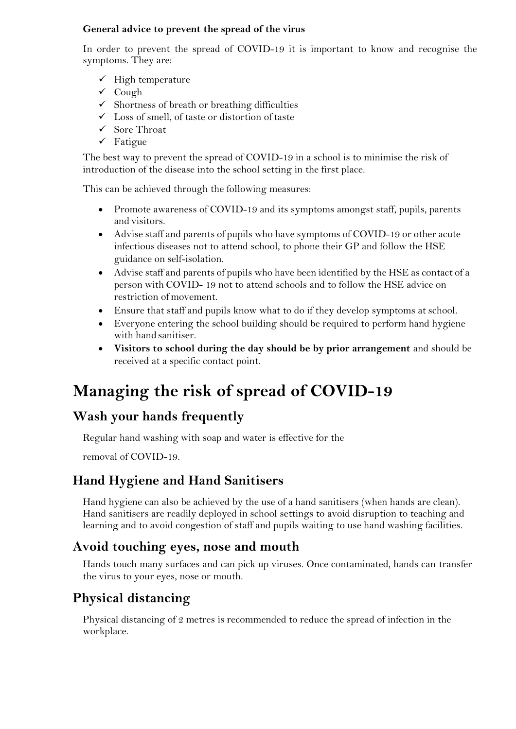**General advice to prevent the spread of the virus**

In order to prevent the spread of COVID-19 it is important to know and recognise the symptoms. They are:

- ✓ High temperature
- ✓ Cough
- ✓ Shortness of breath or breathing difficulties
- ✓ Loss of smell, of taste or distortion of taste
- ✓ Sore Throat
- ✓ Fatigue

The best way to prevent the spread of COVID-19 in a school is to minimise the risk of introduction of the disease into the school setting in the first place.

This can be achieved through the following measures:

- Promote awareness of COVID-19 and its symptoms amongst staff, pupils, parents and visitors.
- Advise staff and parents of pupils who have symptoms of COVID-19 or other acute infectious diseases not to attend school, to phone their GP and follow the HSE guidance on self-isolation.
- Advise staff and parents of pupils who have been identified by the HSE as contact of a person with COVID- 19 not to attend schools and to follow the HSE advice on restriction of movement.
- Ensure that staff and pupils know what to do if they develop symptoms at school.
- Everyone entering the school building should be required to perform hand hygiene with hand sanitiser.
- **Visitors to school during the day should be by prior arrangement** and should be received at a specific contact point.

# Managing the risk of spread of COVID-19

## Wash your hands frequently

Regular hand washing with soap and water is effective for the

removal of COVID-19.

## Hand Hygiene and Hand Sanitisers

Hand hygiene can also be achieved by the use of a hand sanitisers (when hands are clean). Hand sanitisers are readily deployed in school settings to avoid disruption to teaching and learning and to avoid congestion of staff and pupils waiting to use hand washing facilities.

## Avoid touching eyes, nose and mouth

Hands touch many surfaces and can pick up viruses. Once contaminated, hands can transfer the virus to your eyes, nose or mouth.

## Physical distancing

Physical distancing of 2 metres is recommended to reduce the spread of infection in the workplace.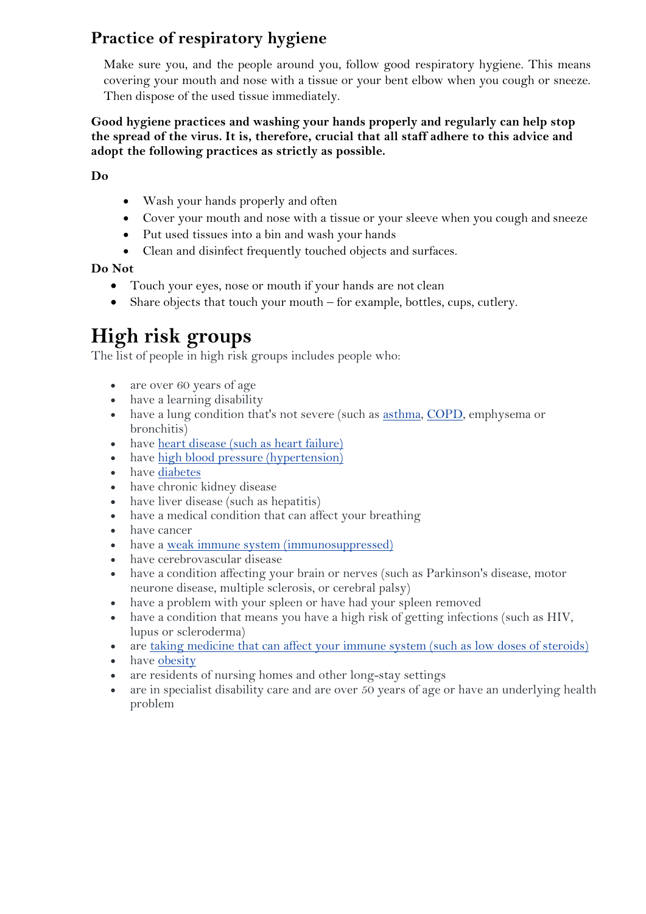## Practice of respiratory hygiene

Make sure you, and the people around you, follow good respiratory hygiene. This means covering your mouth and nose with a tissue or your bent elbow when you cough or sneeze. Then dispose of the used tissue immediately.

**Good hygiene practices and washing your hands properly and regularly can help stop the spread of the virus. It is, therefore, crucial that all staff adhere to this advice and adopt the following practices as strictly as possible.**

**Do**

- Wash your hands properly and often
- Cover your mouth and nose with a tissue or your sleeve when you cough and sneeze
- Put used tissues into a bin and wash your hands
- Clean and disinfect frequently touched objects and surfaces.

**Do Not**

- Touch your eyes, nose or mouth if your hands are not clean
- Share objects that touch your mouth – for example, bottles, cups, cutlery.

# High risk groups

The list of people in high risk groups includes people who:

- are over 60 years of age
- have a learning disability
- have a lung condition that's not severe (such as asthma, COPD, emphysema or bronchitis)
- have heart disease (such as heart failure)
- have high blood pressure (hypertension)
- have diabetes
- have chronic kidney disease
- have liver disease (such as hepatitis)
- have a medical condition that can affect your breathing
- have cancer
- have a weak immune system (immunosuppressed)
- have cerebrovascular disease
- have a condition affecting your brain or nerves (such as Parkinson's disease, motor neurone disease, multiple sclerosis, or cerebral palsy)
- have a problem with your spleen or have had your spleen removed
- have a condition that means you have a high risk of getting infections (such as HIV, lupus or scleroderma)
- are taking medicine that can affect your immune system (such as low doses of steroids)
- have obesity
- are residents of nursing homes and other long-stay settings
- are in specialist disability care and are over 50 years of age or have an underlying health problem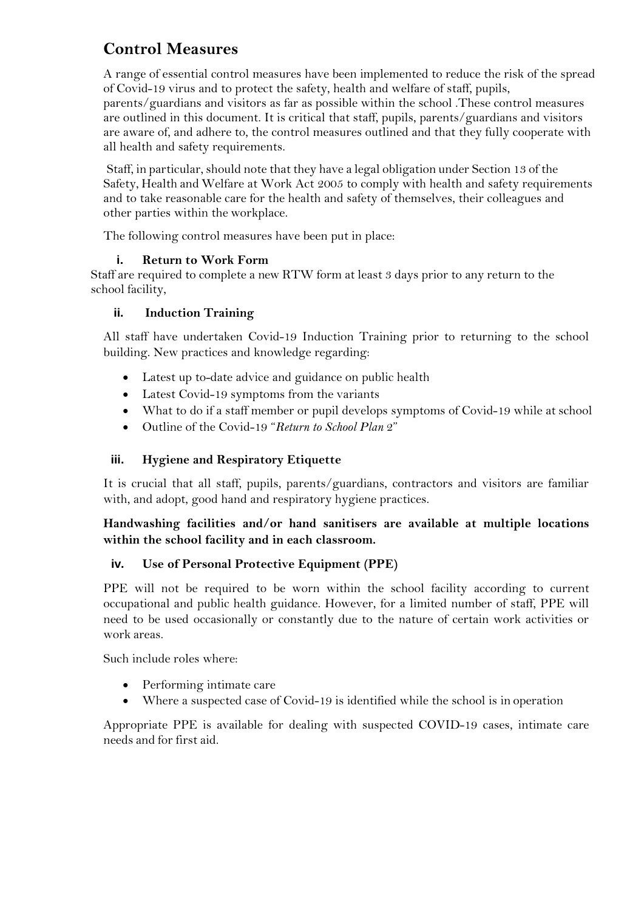## Control Measures

A range of essential control measures have been implemented to reduce the risk of the spread of Covid-19 virus and to protect the safety, health and welfare of staff, pupils, parents/guardians and visitors as far as possible within the school .These control measures are outlined in this document. It is critical that staff, pupils, parents/guardians and visitors are aware of, and adhere to, the control measures outlined and that they fully cooperate with all health and safety requirements.

Staff, in particular, should note that they have a legal obligation under Section 13 of the Safety, Health and Welfare at Work Act 2005 to comply with health and safety requirements and to take reasonable care for the health and safety of themselves, their colleagues and other parties within the workplace.

The following control measures have been put in place:

### i. Return to Work Form

Staff are required to complete a new RTW form at least 3 days prior to any return to the school facility,

### ii. Induction Training

All staff have undertaken Covid-19 Induction Training prior to returning to the school building. New practices and knowledge regarding:

- Latest up to-date advice and guidance on public health
- Latest Covid-19 symptoms from the variants
- What to do if a staff member or pupil develops symptoms of Covid-19 while at school
- Outline of the Covid-19 "*Return to School Plan 2*"

### iii. Hygiene and Respiratory Etiquette

It is crucial that all staff, pupils, parents/guardians, contractors and visitors are familiar with, and adopt, good hand and respiratory hygiene practices.

**Handwashing facilities and/or hand sanitisers are available at multiple locations within the school facility and in each classroom.**

### iv. Use of Personal Protective Equipment (PPE)

PPE will not be required to be worn within the school facility according to current occupational and public health guidance. However, for a limited number of staff, PPE will need to be used occasionally or constantly due to the nature of certain work activities or work areas.

Such include roles where:

- Performing intimate care
- Where a suspected case of Covid-19 is identified while the school is in operation

Appropriate PPE is available for dealing with suspected COVID-19 cases, intimate care needs and for first aid.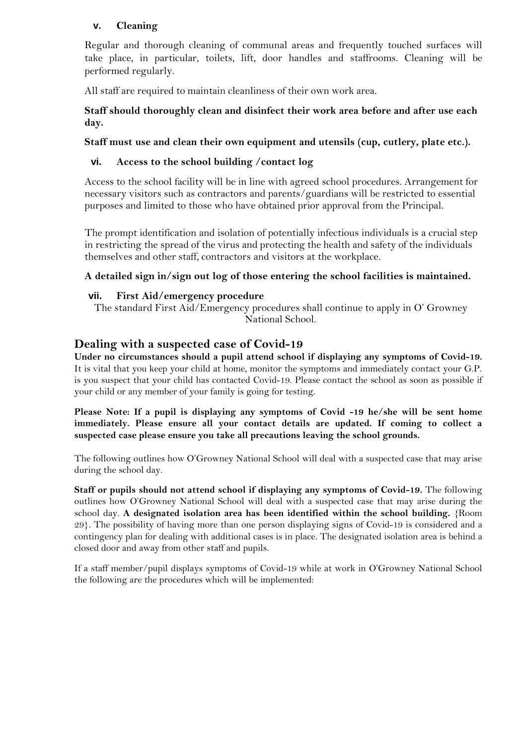### v. Cleaning

Regular and thorough cleaning of communal areas and frequently touched surfaces will take place, in particular, toilets, lift, door handles and staffrooms. Cleaning will be performed regularly.

All staff are required to maintain cleanliness of their own work area.

**Staff should thoroughly clean and disinfect their work area before and after use each day.**

**Staff must use and clean their own equipment and utensils (cup, cutlery, plate etc.).**

### vi. Access to the school building /contact log

Access to the school facility will be in line with agreed school procedures. Arrangement for necessary visitors such as contractors and parents/guardians will be restricted to essential purposes and limited to those who have obtained prior approval from the Principal.

The prompt identification and isolation of potentially infectious individuals is a crucial step in restricting the spread of the virus and protecting the health and safety of the individuals themselves and other staff, contractors and visitors at the workplace.

**A detailed sign in/sign out log of those entering the school facilities is maintained.**

### vii. First Aid/emergency procedure

The standard First Aid/Emergency procedures shall continue to apply in O' Growney National School.

## Dealing with a suspected case of Covid-19

**Under no circumstances should a pupil attend school if displaying any symptoms of Covid-19.** It is vital that you keep your child at home, monitor the symptoms and immediately contact your G.P. is you suspect that your child has contacted Covid-19. Please contact the school as soon as possible if your child or any member of your family is going for testing.

**Please Note: If a pupil is displaying any symptoms of Covid -19 he/she will be sent home immediately. Please ensure all your contact details are updated. If coming to collect a suspected case please ensure you take all precautions leaving the school grounds.**

The following outlines how O'Growney National School will deal with a suspected case that may arise during the school day.

**Staff or pupils should not attend school if displaying any symptoms of Covid-19.** The following outlines how O'Growney National School will deal with a suspected case that may arise during the school day. **A designated isolation area has been identified within the school building.** {Room 29}. The possibility of having more than one person displaying signs of Covid-19 is considered and a contingency plan for dealing with additional cases is in place. The designated isolation area is behind a closed door and away from other staff and pupils.

If a staff member/pupil displays symptoms of Covid-19 while at work in O'Growney National School the following are the procedures which will be implemented: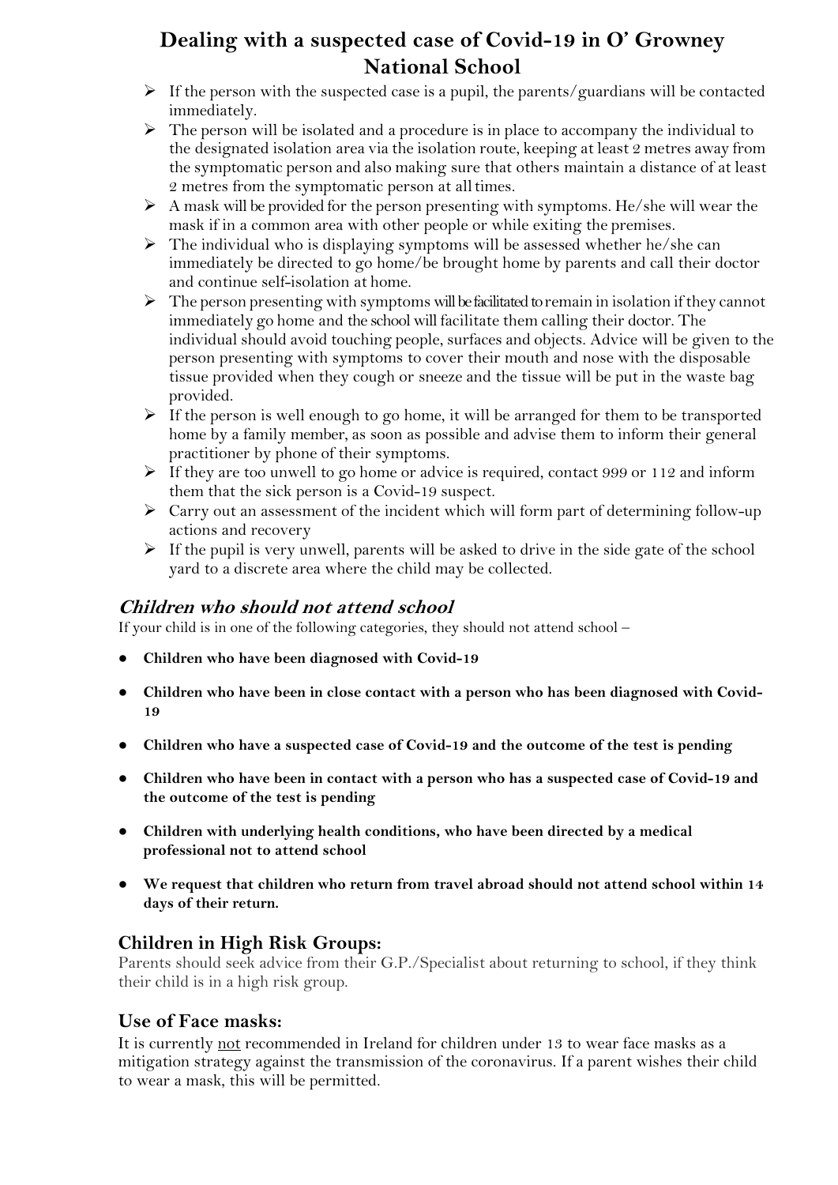# Dealing with a suspected case of Covid-19 in O' Growney National School

- If the person with the suspected case is a pupil, the parents/guardians will be contacted immediately.
- The person will be isolated and a procedure is in place to accompany the individual to the designated isolation area via the isolation route, keeping at least 2 metres away from the symptomatic person and also making sure that others maintain a distance of at least 2 metres from the symptomatic person at all times.
- A mask will be provided for the person presenting with symptoms. He/she will wear the mask if in a common area with other people or while exiting the premises.
- The individual who is displaying symptoms will be assessed whether he/she can immediately be directed to go home/be brought home by parents and call their doctor and continue self-isolation at home.
- The person presenting with symptoms will be facilitated to remain in isolation if they cannot immediately go home and the school will facilitate them calling their doctor. The individual should avoid touching people, surfaces and objects. Advice will be given to the person presenting with symptoms to cover their mouth and nose with the disposable tissue provided when they cough or sneeze and the tissue will be put in the waste bag provided.
- If the person is well enough to go home, it will be arranged for them to be transported home by a family member, as soon as possible and advise them to inform their general practitioner by phone of their symptoms.
- If they are too unwell to go home or advice is required, contact 999 or 112 and inform them that the sick person is a Covid-19 suspect.
- Carry out an assessment of the incident which will form part of determining follow-up actions and recovery
- If the pupil is very unwell, parents will be asked to drive in the side gate of the school yard to a discrete area where the child may be collected.

## *Children who should not attend school*

If your child is in one of the following categories, they should not attend school –

- **Children who have been diagnosed with Covid-19**
- **Children who have been in close contact with a person who has been diagnosed with Covid-19**
- **Children who have a suspected case of Covid-19 and the outcome of the test is pending**
- **Children who have been in contact with a person who has a suspected case of Covid-19 and the outcome of the test is pending**
- **Children with underlying health conditions, who have been directed by a medical professional not to attend school**
- **We request that children who return from travel abroad should not attend school within 14 days of their return.**

## Children in High Risk Groups:

Parents should seek advice from their G.P./Specialist about returning to school, if they think their child is in a high risk group.

## Use of Face masks:

It is currently not recommended in Ireland for children under 13 to wear face masks as a mitigation strategy against the transmission of the coronavirus. If a parent wishes their child to wear a mask, this will be permitted.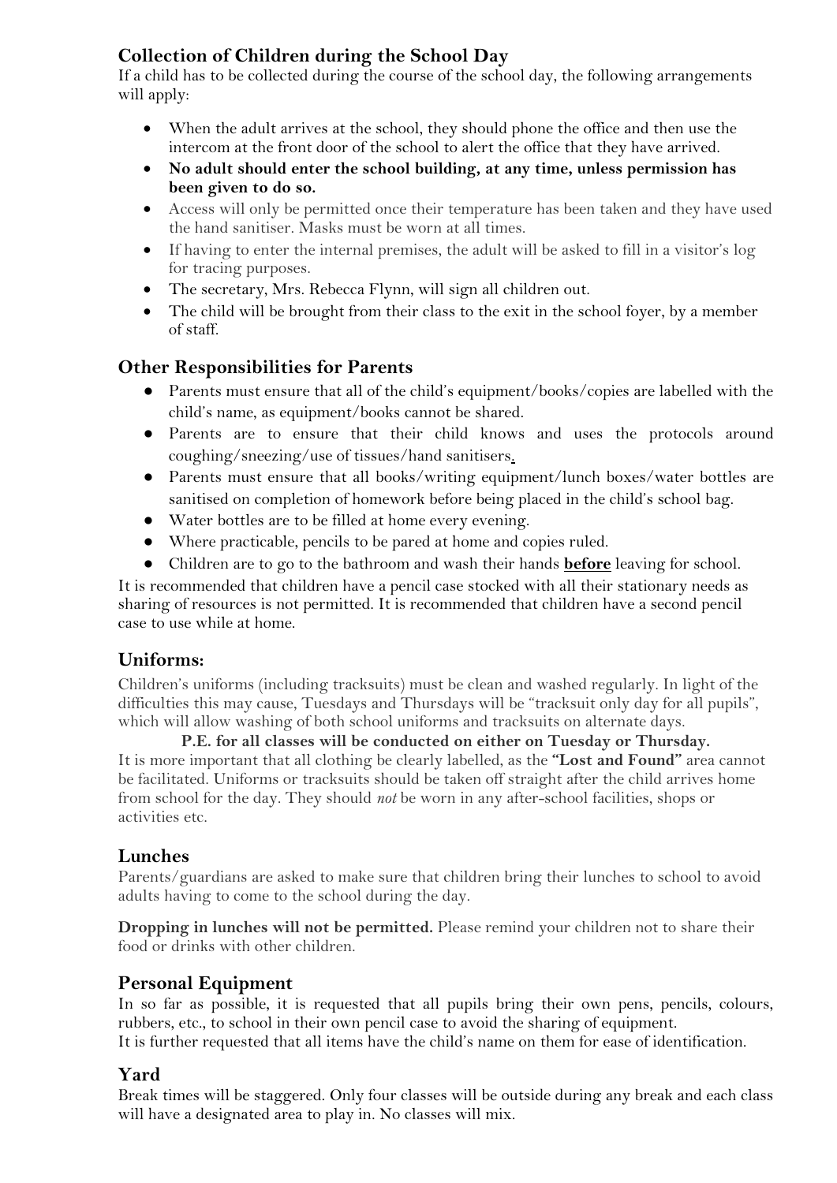## Collection of Children during the School Day

If a child has to be collected during the course of the school day, the following arrangements will apply:

- When the adult arrives at the school, they should phone the office and then use the intercom at the front door of the school to alert the office that they have arrived.
- **No adult should enter the school building, at any time, unless permission has been given to do so.**
- Access will only be permitted once their temperature has been taken and they have used the hand sanitiser. Masks must be worn at all times.
- If having to enter the internal premises, the adult will be asked to fill in a visitor's log for tracing purposes.
- The secretary, Mrs. Rebecca Flynn, will sign all children out.
- The child will be brought from their class to the exit in the school foyer, by a member of staff.

## Other Responsibilities for Parents

- Parents must ensure that all of the child's equipment/books/copies are labelled with the child's name, as equipment/books cannot be shared.
- Parents are to ensure that their child knows and uses the protocols around coughing/sneezing/use of tissues/hand sanitisers.
- Parents must ensure that all books/writing equipment/lunch boxes/water bottles are sanitised on completion of homework before being placed in the child's school bag.
- Water bottles are to be filled at home every evening.
- Where practicable, pencils to be pared at home and copies ruled.
- Children are to go to the bathroom and wash their hands **before** leaving for school.

It is recommended that children have a pencil case stocked with all their stationary needs as sharing of resources is not permitted. It is recommended that children have a second pencil case to use while at home.

## Uniforms:

Children's uniforms (including tracksuits) must be clean and washed regularly. In light of the difficulties this may cause, Tuesdays and Thursdays will be "tracksuit only day for all pupils", which will allow washing of both school uniforms and tracksuits on alternate days.

**P.E. for all classes will be conducted on either on Tuesday or Thursday.**

It is more important that all clothing be clearly labelled, as the **"Lost and Found"** area cannot be facilitated. Uniforms or tracksuits should be taken off straight after the child arrives home from school for the day. They should *not* be worn in any after-school facilities, shops or activities etc.

## Lunches

Parents/guardians are asked to make sure that children bring their lunches to school to avoid adults having to come to the school during the day.

**Dropping in lunches will not be permitted.** Please remind your children not to share their food or drinks with other children.

## Personal Equipment

In so far as possible, it is requested that all pupils bring their own pens, pencils, colours, rubbers, etc., to school in their own pencil case to avoid the sharing of equipment.
It is further requested that all items have the child's name on them for ease of identification.

## Yard

Break times will be staggered. Only four classes will be outside during any break and each class will have a designated area to play in. No classes will mix.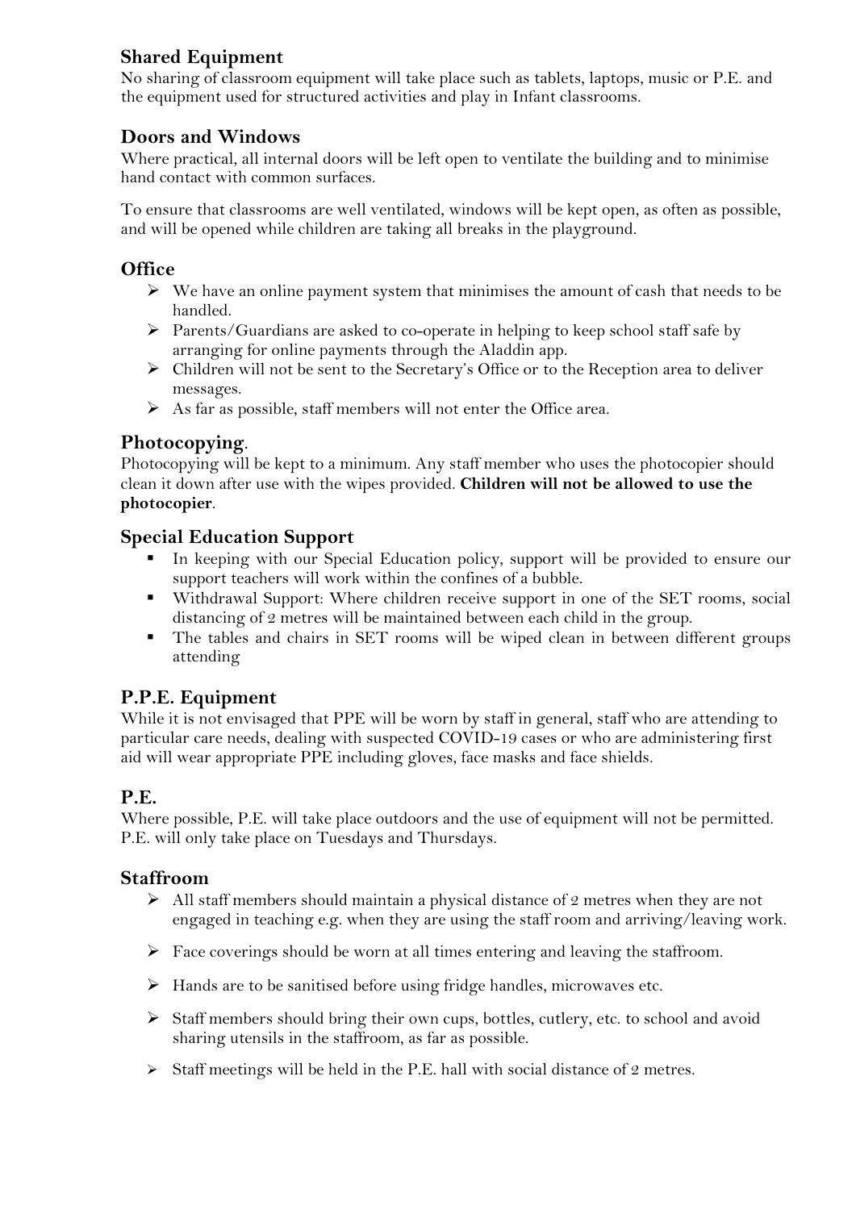## Shared Equipment

No sharing of classroom equipment will take place such as tablets, laptops, music or P.E. and the equipment used for structured activities and play in Infant classrooms.

## Doors and Windows

Where practical, all internal doors will be left open to ventilate the building and to minimise hand contact with common surfaces.

To ensure that classrooms are well ventilated, windows will be kept open, as often as possible, and will be opened while children are taking all breaks in the playground.

## Office

- We have an online payment system that minimises the amount of cash that needs to be handled.
- Parents/Guardians are asked to co-operate in helping to keep school staff safe by arranging for online payments through the Aladdin app.
- Children will not be sent to the Secretary's Office or to the Reception area to deliver messages.
- As far as possible, staff members will not enter the Office area.

## Photocopying.

Photocopying will be kept to a minimum. Any staff member who uses the photocopier should clean it down after use with the wipes provided. **Children will not be allowed to use the photocopier**.

## Special Education Support

- In keeping with our Special Education policy, support will be provided to ensure our support teachers will work within the confines of a bubble.
- Withdrawal Support: Where children receive support in one of the SET rooms, social distancing of 2 metres will be maintained between each child in the group.
- The tables and chairs in SET rooms will be wiped clean in between different groups attending

## P.P.E. Equipment

While it is not envisaged that PPE will be worn by staff in general, staff who are attending to particular care needs, dealing with suspected COVID-19 cases or who are administering first aid will wear appropriate PPE including gloves, face masks and face shields.

## P.E.

Where possible, P.E. will take place outdoors and the use of equipment will not be permitted. P.E. will only take place on Tuesdays and Thursdays.

## Staffroom

- All staff members should maintain a physical distance of 2 metres when they are not engaged in teaching e.g. when they are using the staff room and arriving/leaving work.
- Face coverings should be worn at all times entering and leaving the staffroom.
- Hands are to be sanitised before using fridge handles, microwaves etc.
- Staff members should bring their own cups, bottles, cutlery, etc. to school and avoid sharing utensils in the staffroom, as far as possible.
- Staff meetings will be held in the P.E. hall with social distance of 2 metres.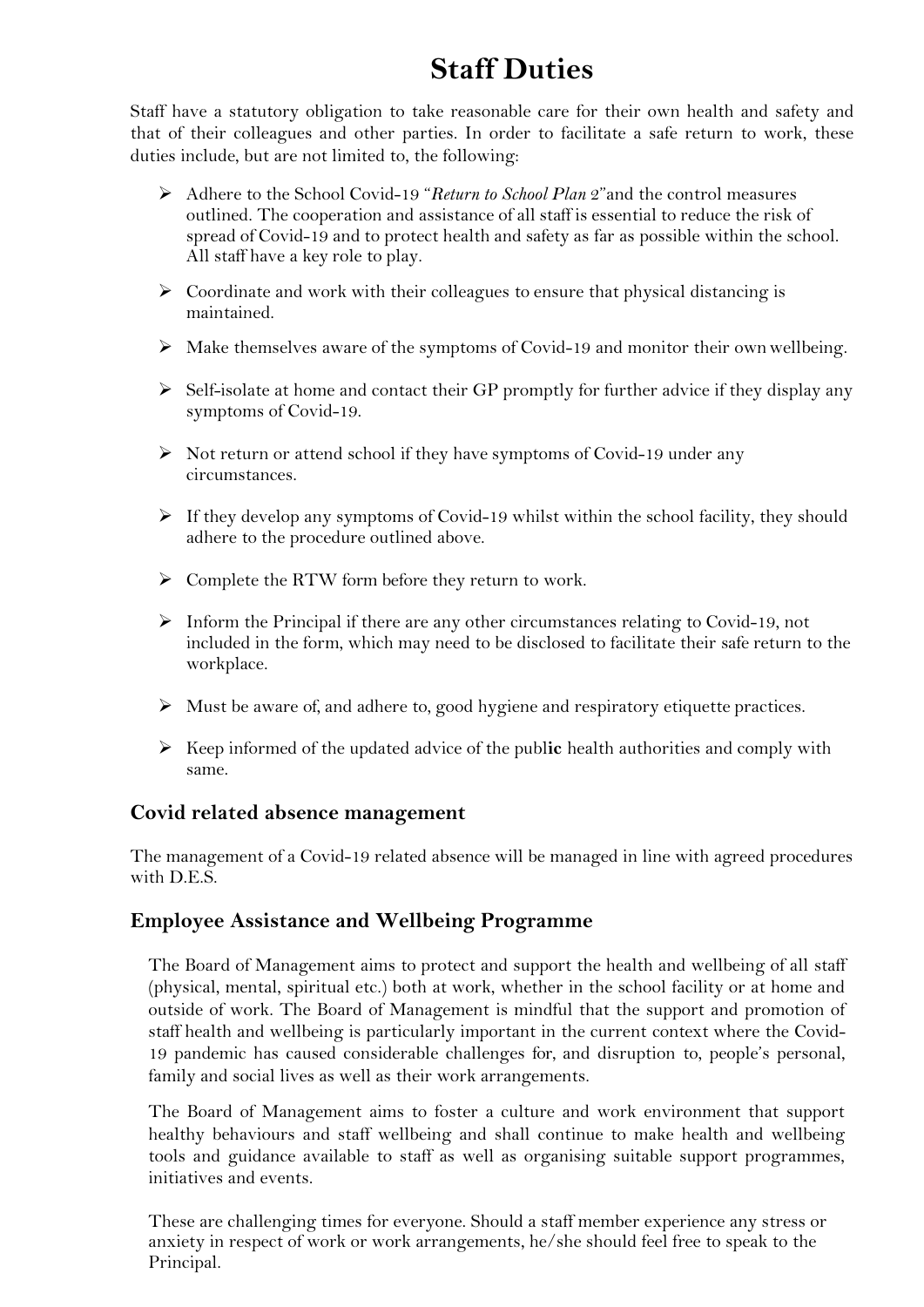# Staff Duties

Staff have a statutory obligation to take reasonable care for their own health and safety and that of their colleagues and other parties. In order to facilitate a safe return to work, these duties include, but are not limited to, the following:

- Adhere to the School Covid-19 "*Return to School Plan 2*"and the control measures outlined. The cooperation and assistance of all staff is essential to reduce the risk of spread of Covid-19 and to protect health and safety as far as possible within the school. All staff have a key role to play.
- Coordinate and work with their colleagues to ensure that physical distancing is maintained.
- Make themselves aware of the symptoms of Covid-19 and monitor their own wellbeing.
- Self-isolate at home and contact their GP promptly for further advice if they display any symptoms of Covid-19.
- Not return or attend school if they have symptoms of Covid-19 under any circumstances.
- If they develop any symptoms of Covid-19 whilst within the school facility, they should adhere to the procedure outlined above.
- Complete the RTW form before they return to work.
- Inform the Principal if there are any other circumstances relating to Covid-19, not included in the form, which may need to be disclosed to facilitate their safe return to the workplace.
- Must be aware of, and adhere to, good hygiene and respiratory etiquette practices.
- Keep informed of the updated advice of the publ**ic** health authorities and comply with same.

## Covid related absence management

The management of a Covid-19 related absence will be managed in line with agreed procedures with D.E.S.

## Employee Assistance and Wellbeing Programme

The Board of Management aims to protect and support the health and wellbeing of all staff (physical, mental, spiritual etc.) both at work, whether in the school facility or at home and outside of work. The Board of Management is mindful that the support and promotion of staff health and wellbeing is particularly important in the current context where the Covid-19 pandemic has caused considerable challenges for, and disruption to, people's personal, family and social lives as well as their work arrangements.

The Board of Management aims to foster a culture and work environment that support healthy behaviours and staff wellbeing and shall continue to make health and wellbeing tools and guidance available to staff as well as organising suitable support programmes, initiatives and events.

These are challenging times for everyone. Should a staff member experience any stress or anxiety in respect of work or work arrangements, he/she should feel free to speak to the Principal.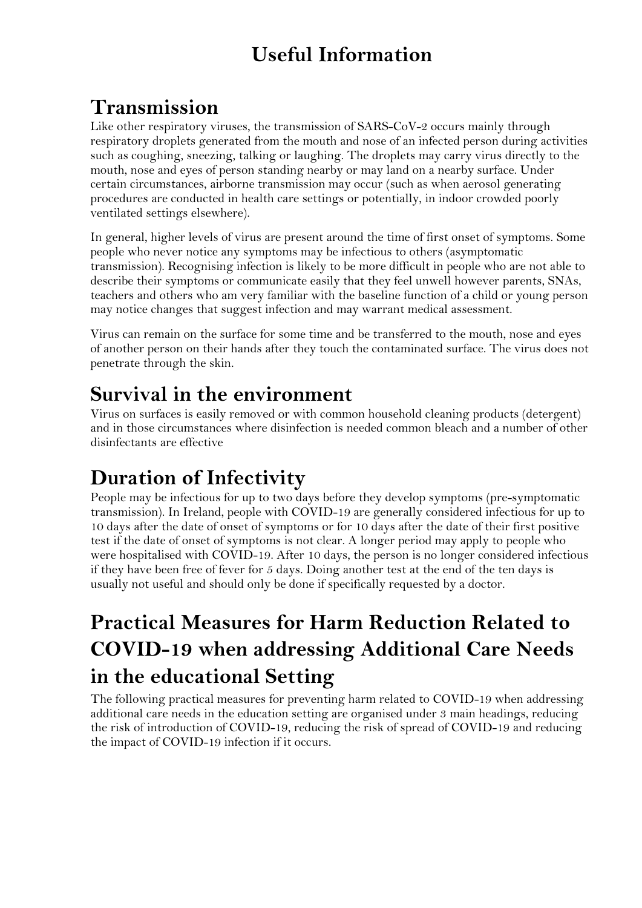# Useful Information

## Transmission

Like other respiratory viruses, the transmission of SARS-CoV-2 occurs mainly through respiratory droplets generated from the mouth and nose of an infected person during activities such as coughing, sneezing, talking or laughing. The droplets may carry virus directly to the mouth, nose and eyes of person standing nearby or may land on a nearby surface. Under certain circumstances, airborne transmission may occur (such as when aerosol generating procedures are conducted in health care settings or potentially, in indoor crowded poorly ventilated settings elsewhere).

In general, higher levels of virus are present around the time of first onset of symptoms. Some people who never notice any symptoms may be infectious to others (asymptomatic transmission). Recognising infection is likely to be more difficult in people who are not able to describe their symptoms or communicate easily that they feel unwell however parents, SNAs, teachers and others who am very familiar with the baseline function of a child or young person may notice changes that suggest infection and may warrant medical assessment.

Virus can remain on the surface for some time and be transferred to the mouth, nose and eyes of another person on their hands after they touch the contaminated surface. The virus does not penetrate through the skin.

## Survival in the environment

Virus on surfaces is easily removed or with common household cleaning products (detergent) and in those circumstances where disinfection is needed common bleach and a number of other disinfectants are effective

## Duration of Infectivity

People may be infectious for up to two days before they develop symptoms (pre-symptomatic transmission). In Ireland, people with COVID-19 are generally considered infectious for up to 10 days after the date of onset of symptoms or for 10 days after the date of their first positive test if the date of onset of symptoms is not clear. A longer period may apply to people who were hospitalised with COVID-19. After 10 days, the person is no longer considered infectious if they have been free of fever for 5 days. Doing another test at the end of the ten days is usually not useful and should only be done if specifically requested by a doctor.

## Practical Measures for Harm Reduction Related to COVID-19 when addressing Additional Care Needs in the educational Setting

The following practical measures for preventing harm related to COVID-19 when addressing additional care needs in the education setting are organised under 3 main headings, reducing the risk of introduction of COVID-19, reducing the risk of spread of COVID-19 and reducing the impact of COVID-19 infection if it occurs.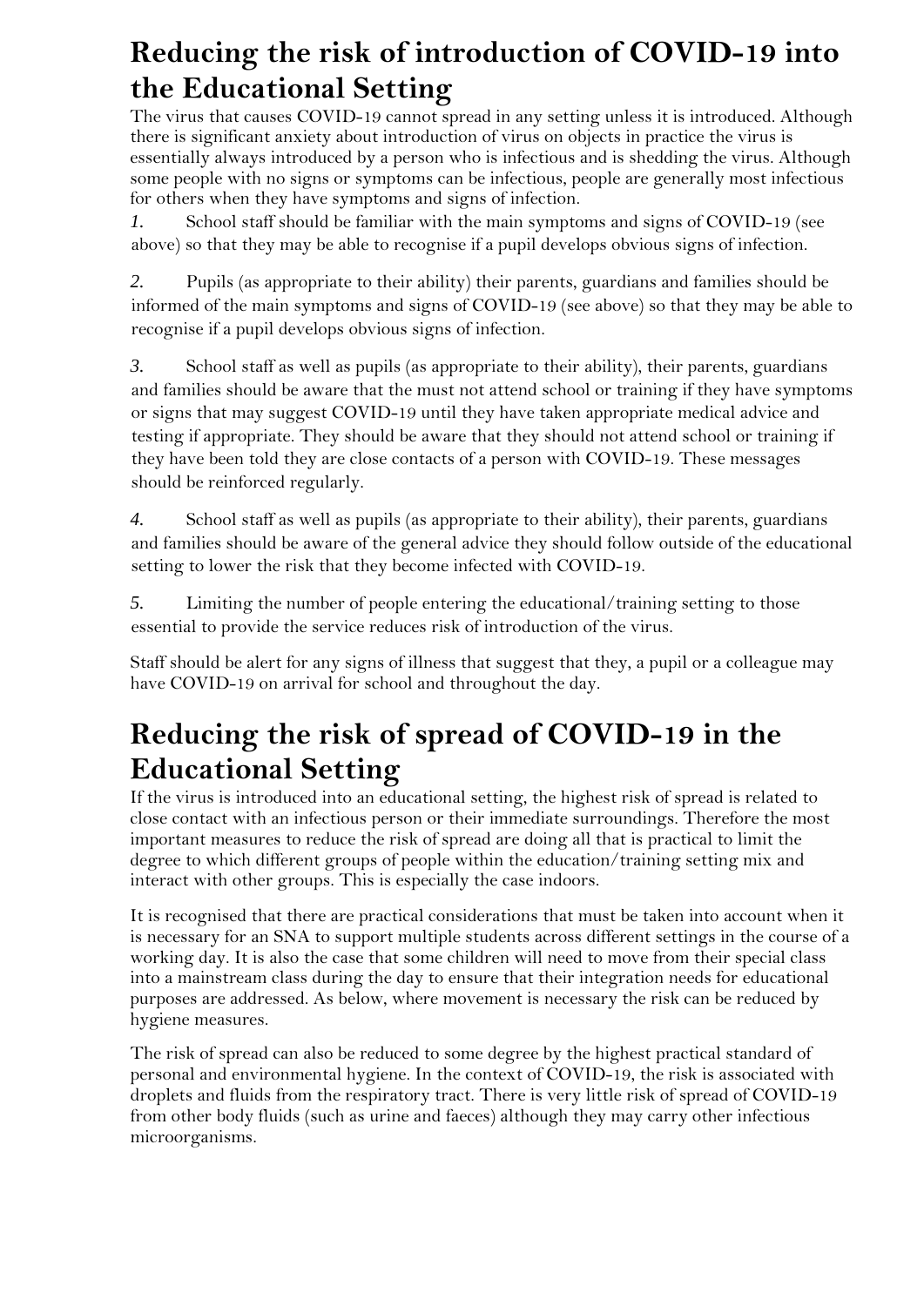# Reducing the risk of introduction of COVID-19 into the Educational Setting

The virus that causes COVID-19 cannot spread in any setting unless it is introduced. Although there is significant anxiety about introduction of virus on objects in practice the virus is essentially always introduced by a person who is infectious and is shedding the virus. Although some people with no signs or symptoms can be infectious, people are generally most infectious for others when they have symptoms and signs of infection.

1. School staff should be familiar with the main symptoms and signs of COVID-19 (see above) so that they may be able to recognise if a pupil develops obvious signs of infection.

2. Pupils (as appropriate to their ability) their parents, guardians and families should be informed of the main symptoms and signs of COVID-19 (see above) so that they may be able to recognise if a pupil develops obvious signs of infection.

3. School staff as well as pupils (as appropriate to their ability), their parents, guardians and families should be aware that the must not attend school or training if they have symptoms or signs that may suggest COVID-19 until they have taken appropriate medical advice and testing if appropriate. They should be aware that they should not attend school or training if they have been told they are close contacts of a person with COVID-19. These messages should be reinforced regularly.

4. School staff as well as pupils (as appropriate to their ability), their parents, guardians and families should be aware of the general advice they should follow outside of the educational setting to lower the risk that they become infected with COVID-19.

5. Limiting the number of people entering the educational/training setting to those essential to provide the service reduces risk of introduction of the virus.

Staff should be alert for any signs of illness that suggest that they, a pupil or a colleague may have COVID-19 on arrival for school and throughout the day.

# Reducing the risk of spread of COVID-19 in the Educational Setting

If the virus is introduced into an educational setting, the highest risk of spread is related to close contact with an infectious person or their immediate surroundings. Therefore the most important measures to reduce the risk of spread are doing all that is practical to limit the degree to which different groups of people within the education/training setting mix and interact with other groups. This is especially the case indoors.

It is recognised that there are practical considerations that must be taken into account when it is necessary for an SNA to support multiple students across different settings in the course of a working day. It is also the case that some children will need to move from their special class into a mainstream class during the day to ensure that their integration needs for educational purposes are addressed. As below, where movement is necessary the risk can be reduced by hygiene measures.

The risk of spread can also be reduced to some degree by the highest practical standard of personal and environmental hygiene. In the context of COVID-19, the risk is associated with droplets and fluids from the respiratory tract. There is very little risk of spread of COVID-19 from other body fluids (such as urine and faeces) although they may carry other infectious microorganisms.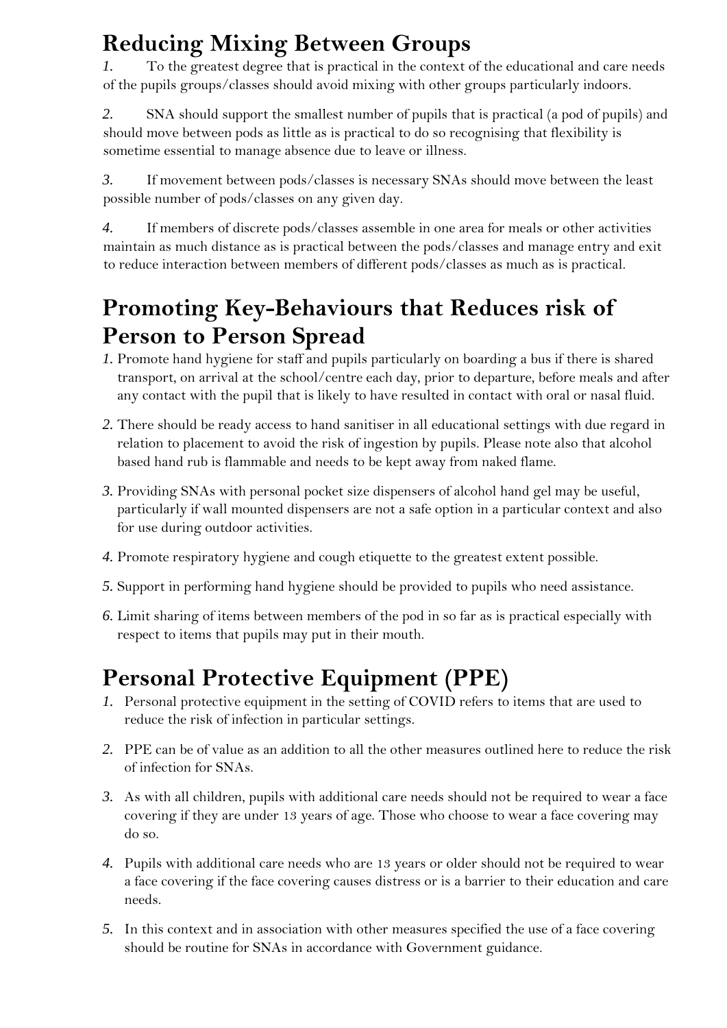## Reducing Mixing Between Groups

1. To the greatest degree that is practical in the context of the educational and care needs of the pupils groups/classes should avoid mixing with other groups particularly indoors.

2. SNA should support the smallest number of pupils that is practical (a pod of pupils) and should move between pods as little as is practical to do so recognising that flexibility is sometime essential to manage absence due to leave or illness.

3. If movement between pods/classes is necessary SNAs should move between the least possible number of pods/classes on any given day.

4. If members of discrete pods/classes assemble in one area for meals or other activities maintain as much distance as is practical between the pods/classes and manage entry and exit to reduce interaction between members of different pods/classes as much as is practical.

## Promoting Key-Behaviours that Reduces risk of Person to Person Spread

1. Promote hand hygiene for staff and pupils particularly on boarding a bus if there is shared transport, on arrival at the school/centre each day, prior to departure, before meals and after any contact with the pupil that is likely to have resulted in contact with oral or nasal fluid.
2. There should be ready access to hand sanitiser in all educational settings with due regard in relation to placement to avoid the risk of ingestion by pupils. Please note also that alcohol based hand rub is flammable and needs to be kept away from naked flame.
3. Providing SNAs with personal pocket size dispensers of alcohol hand gel may be useful, particularly if wall mounted dispensers are not a safe option in a particular context and also for use during outdoor activities.
4. Promote respiratory hygiene and cough etiquette to the greatest extent possible.
5. Support in performing hand hygiene should be provided to pupils who need assistance.
6. Limit sharing of items between members of the pod in so far as is practical especially with respect to items that pupils may put in their mouth.

## Personal Protective Equipment (PPE)

1. Personal protective equipment in the setting of COVID refers to items that are used to reduce the risk of infection in particular settings.
2. PPE can be of value as an addition to all the other measures outlined here to reduce the risk of infection for SNAs.
3. As with all children, pupils with additional care needs should not be required to wear a face covering if they are under 13 years of age. Those who choose to wear a face covering may do so.
4. Pupils with additional care needs who are 13 years or older should not be required to wear a face covering if the face covering causes distress or is a barrier to their education and care needs.
5. In this context and in association with other measures specified the use of a face covering should be routine for SNAs in accordance with Government guidance.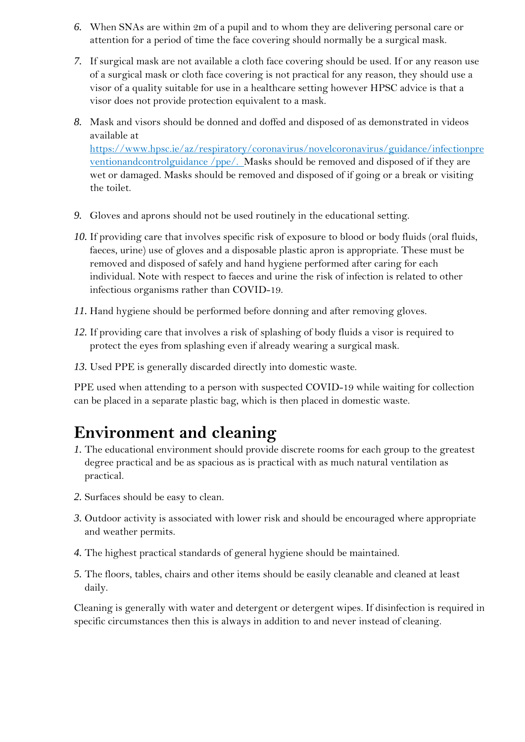6. When SNAs are within 2m of a pupil and to whom they are delivering personal care or attention for a period of time the face covering should normally be a surgical mask.

7. If surgical mask are not available a cloth face covering should be used. If or any reason use of a surgical mask or cloth face covering is not practical for any reason, they should use a visor of a quality suitable for use in a healthcare setting however HPSC advice is that a visor does not provide protection equivalent to a mask.

8. Mask and visors should be donned and doffed and disposed of as demonstrated in videos available at [https://www.hpsc.ie/az/respiratory/coronavirus/novelcoronavirus/guidance/infectionpreventionandcontrolguidance /ppe/.](https://www.hpsc.ie/az/respiratory/coronavirus/novelcoronavirus/guidance/infectionpreventionandcontrolguidance/ppe/) Masks should be removed and disposed of if they are wet or damaged. Masks should be removed and disposed of if going or a break or visiting the toilet.

9. Gloves and aprons should not be used routinely in the educational setting.

10. If providing care that involves specific risk of exposure to blood or body fluids (oral fluids, faeces, urine) use of gloves and a disposable plastic apron is appropriate. These must be removed and disposed of safely and hand hygiene performed after caring for each individual. Note with respect to faeces and urine the risk of infection is related to other infectious organisms rather than COVID-19.

11. Hand hygiene should be performed before donning and after removing gloves.

12. If providing care that involves a risk of splashing of body fluids a visor is required to protect the eyes from splashing even if already wearing a surgical mask.

13. Used PPE is generally discarded directly into domestic waste.

PPE used when attending to a person with suspected COVID-19 while waiting for collection can be placed in a separate plastic bag, which is then placed in domestic waste.

# Environment and cleaning

1. The educational environment should provide discrete rooms for each group to the greatest degree practical and be as spacious as is practical with as much natural ventilation as practical.

2. Surfaces should be easy to clean.

3. Outdoor activity is associated with lower risk and should be encouraged where appropriate and weather permits.

4. The highest practical standards of general hygiene should be maintained.

5. The floors, tables, chairs and other items should be easily cleanable and cleaned at least daily.

Cleaning is generally with water and detergent or detergent wipes. If disinfection is required in specific circumstances then this is always in addition to and never instead of cleaning.